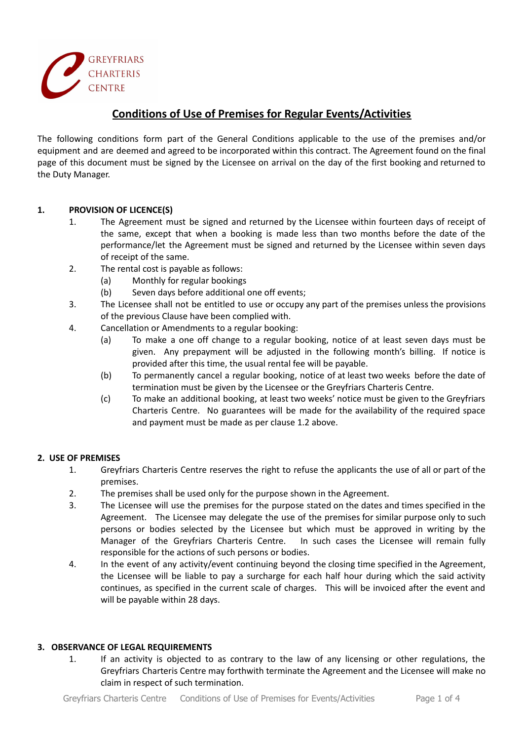GREYFRIARS CHARTERIS CENTRE

# Conditions of Use of Premises for Regular Events/Activities

The following conditions form part of the General Conditions applicable to the use of the premises and/or equipment and are deemed and agreed to be incorporated within this contract. The Agreement found on the final page of this document must be signed by the Licensee on arrival on the day of the first booking and returned to the Duty Manager.

## 1. PROVISION OF LICENCE(S)

1. The Agreement must be signed and returned by the Licensee within fourteen days of receipt of the same, except that when a booking is made less than two months before the date of the performance/let the Agreement must be signed and returned by the Licensee within seven days of receipt of the same.
2. The rental cost is payable as follows:
   - (a) Monthly for regular bookings
   - (b) Seven days before additional one off events;
3. The Licensee shall not be entitled to use or occupy any part of the premises unless the provisions of the previous Clause have been complied with.
4. Cancellation or Amendments to a regular booking:
   - (a) To make a one off change to a regular booking, notice of at least seven days must be given. Any prepayment will be adjusted in the following month's billing. If notice is provided after this time, the usual rental fee will be payable.
   - (b) To permanently cancel a regular booking, notice of at least two weeks before the date of termination must be given by the Licensee or the Greyfriars Charteris Centre.
   - (c) To make an additional booking, at least two weeks' notice must be given to the Greyfriars Charteris Centre. No guarantees will be made for the availability of the required space and payment must be made as per clause 1.2 above.

## 2. USE OF PREMISES

1. Greyfriars Charteris Centre reserves the right to refuse the applicants the use of all or part of the premises.
2. The premises shall be used only for the purpose shown in the Agreement.
3. The Licensee will use the premises for the purpose stated on the dates and times specified in the Agreement. The Licensee may delegate the use of the premises for similar purpose only to such persons or bodies selected by the Licensee but which must be approved in writing by the Manager of the Greyfriars Charteris Centre. In such cases the Licensee will remain fully responsible for the actions of such persons or bodies.
4. In the event of any activity/event continuing beyond the closing time specified in the Agreement, the Licensee will be liable to pay a surcharge for each half hour during which the said activity continues, as specified in the current scale of charges. This will be invoiced after the event and will be payable within 28 days.

## 3. OBSERVANCE OF LEGAL REQUIREMENTS

1. If an activity is objected to as contrary to the law of any licensing or other regulations, the Greyfriars Charteris Centre may forthwith terminate the Agreement and the Licensee will make no claim in respect of such termination.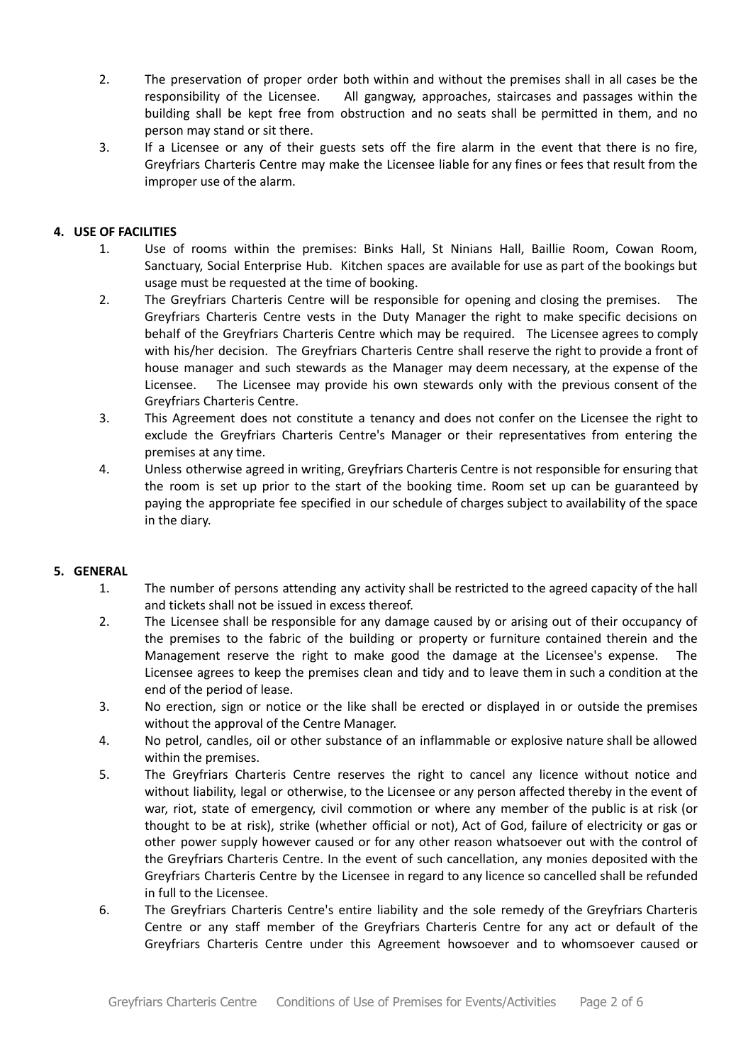2. The preservation of proper order both within and without the premises shall in all cases be the responsibility of the Licensee. All gangway, approaches, staircases and passages within the building shall be kept free from obstruction and no seats shall be permitted in them, and no person may stand or sit there.
3. If a Licensee or any of their guests sets off the fire alarm in the event that there is no fire, Greyfriars Charteris Centre may make the Licensee liable for any fines or fees that result from the improper use of the alarm.

**4. USE OF FACILITIES**

1. Use of rooms within the premises: Binks Hall, St Ninians Hall, Baillie Room, Cowan Room, Sanctuary, Social Enterprise Hub. Kitchen spaces are available for use as part of the bookings but usage must be requested at the time of booking.
2. The Greyfriars Charteris Centre will be responsible for opening and closing the premises. The Greyfriars Charteris Centre vests in the Duty Manager the right to make specific decisions on behalf of the Greyfriars Charteris Centre which may be required. The Licensee agrees to comply with his/her decision. The Greyfriars Charteris Centre shall reserve the right to provide a front of house manager and such stewards as the Manager may deem necessary, at the expense of the Licensee. The Licensee may provide his own stewards only with the previous consent of the Greyfriars Charteris Centre.
3. This Agreement does not constitute a tenancy and does not confer on the Licensee the right to exclude the Greyfriars Charteris Centre's Manager or their representatives from entering the premises at any time.
4. Unless otherwise agreed in writing, Greyfriars Charteris Centre is not responsible for ensuring that the room is set up prior to the start of the booking time. Room set up can be guaranteed by paying the appropriate fee specified in our schedule of charges subject to availability of the space in the diary.

**5. GENERAL**

1. The number of persons attending any activity shall be restricted to the agreed capacity of the hall and tickets shall not be issued in excess thereof.
2. The Licensee shall be responsible for any damage caused by or arising out of their occupancy of the premises to the fabric of the building or property or furniture contained therein and the Management reserve the right to make good the damage at the Licensee's expense. The Licensee agrees to keep the premises clean and tidy and to leave them in such a condition at the end of the period of lease.
3. No erection, sign or notice or the like shall be erected or displayed in or outside the premises without the approval of the Centre Manager.
4. No petrol, candles, oil or other substance of an inflammable or explosive nature shall be allowed within the premises.
5. The Greyfriars Charteris Centre reserves the right to cancel any licence without notice and without liability, legal or otherwise, to the Licensee or any person affected thereby in the event of war, riot, state of emergency, civil commotion or where any member of the public is at risk (or thought to be at risk), strike (whether official or not), Act of God, failure of electricity or gas or other power supply however caused or for any other reason whatsoever out with the control of the Greyfriars Charteris Centre. In the event of such cancellation, any monies deposited with the Greyfriars Charteris Centre by the Licensee in regard to any licence so cancelled shall be refunded in full to the Licensee.
6. The Greyfriars Charteris Centre's entire liability and the sole remedy of the Greyfriars Charteris Centre or any staff member of the Greyfriars Charteris Centre for any act or default of the Greyfriars Charteris Centre under this Agreement howsoever and to whomsoever caused or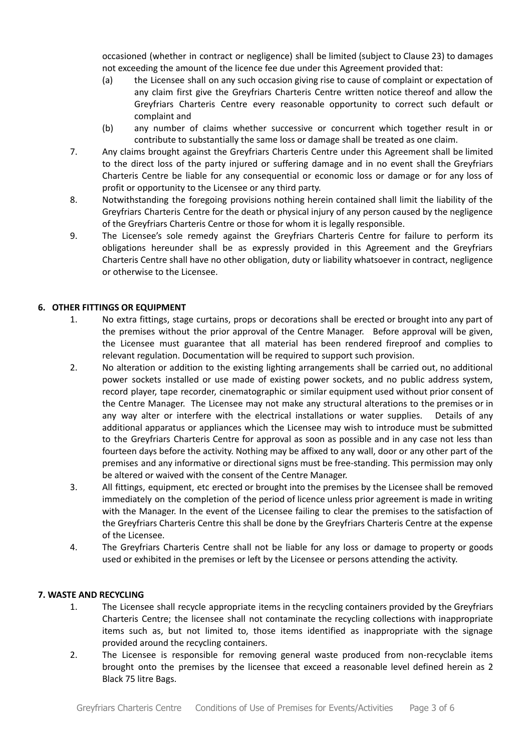occasioned (whether in contract or negligence) shall be limited (subject to Clause 23) to damages not exceeding the amount of the licence fee due under this Agreement provided that:

(a) the Licensee shall on any such occasion giving rise to cause of complaint or expectation of any claim first give the Greyfriars Charteris Centre written notice thereof and allow the Greyfriars Charteris Centre every reasonable opportunity to correct such default or complaint and

(b) any number of claims whether successive or concurrent which together result in or contribute to substantially the same loss or damage shall be treated as one claim.

7. Any claims brought against the Greyfriars Charteris Centre under this Agreement shall be limited to the direct loss of the party injured or suffering damage and in no event shall the Greyfriars Charteris Centre be liable for any consequential or economic loss or damage or for any loss of profit or opportunity to the Licensee or any third party.

8. Notwithstanding the foregoing provisions nothing herein contained shall limit the liability of the Greyfriars Charteris Centre for the death or physical injury of any person caused by the negligence of the Greyfriars Charteris Centre or those for whom it is legally responsible.

9. The Licensee's sole remedy against the Greyfriars Charteris Centre for failure to perform its obligations hereunder shall be as expressly provided in this Agreement and the Greyfriars Charteris Centre shall have no other obligation, duty or liability whatsoever in contract, negligence or otherwise to the Licensee.

## 6. OTHER FITTINGS OR EQUIPMENT

1. No extra fittings, stage curtains, props or decorations shall be erected or brought into any part of the premises without the prior approval of the Centre Manager. Before approval will be given, the Licensee must guarantee that all material has been rendered fireproof and complies to relevant regulation. Documentation will be required to support such provision.

2. No alteration or addition to the existing lighting arrangements shall be carried out, no additional power sockets installed or use made of existing power sockets, and no public address system, record player, tape recorder, cinematographic or similar equipment used without prior consent of the Centre Manager. The Licensee may not make any structural alterations to the premises or in any way alter or interfere with the electrical installations or water supplies. Details of any additional apparatus or appliances which the Licensee may wish to introduce must be submitted to the Greyfriars Charteris Centre for approval as soon as possible and in any case not less than fourteen days before the activity. Nothing may be affixed to any wall, door or any other part of the premises and any informative or directional signs must be free-standing. This permission may only be altered or waived with the consent of the Centre Manager.

3. All fittings, equipment, etc erected or brought into the premises by the Licensee shall be removed immediately on the completion of the period of licence unless prior agreement is made in writing with the Manager. In the event of the Licensee failing to clear the premises to the satisfaction of the Greyfriars Charteris Centre this shall be done by the Greyfriars Charteris Centre at the expense of the Licensee.

4. The Greyfriars Charteris Centre shall not be liable for any loss or damage to property or goods used or exhibited in the premises or left by the Licensee or persons attending the activity.

## 7. WASTE AND RECYCLING

1. The Licensee shall recycle appropriate items in the recycling containers provided by the Greyfriars Charteris Centre; the licensee shall not contaminate the recycling collections with inappropriate items such as, but not limited to, those items identified as inappropriate with the signage provided around the recycling containers.

2. The Licensee is responsible for removing general waste produced from non-recyclable items brought onto the premises by the licensee that exceed a reasonable level defined herein as 2 Black 75 litre Bags.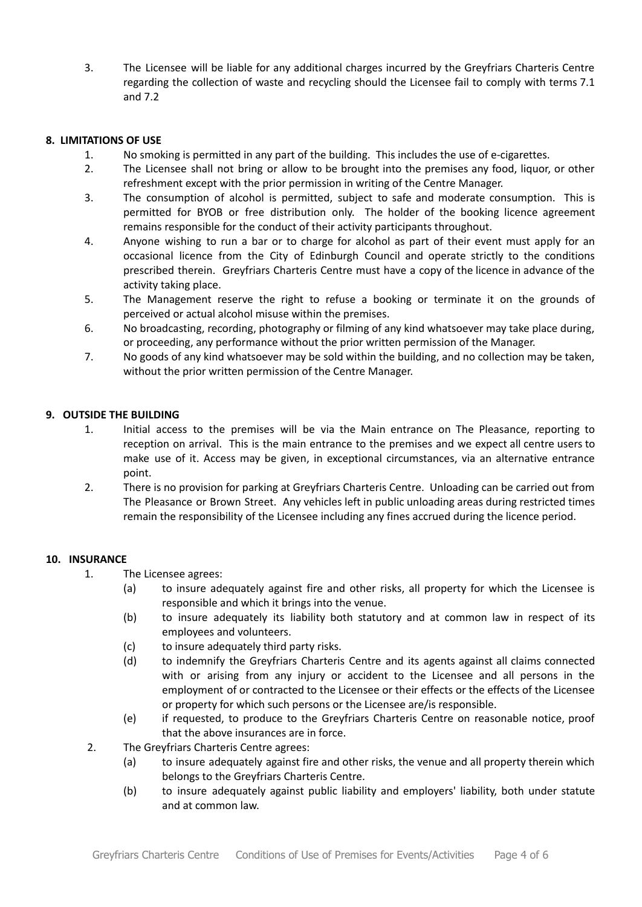3. The Licensee will be liable for any additional charges incurred by the Greyfriars Charteris Centre regarding the collection of waste and recycling should the Licensee fail to comply with terms 7.1 and 7.2

## 8. LIMITATIONS OF USE

1. No smoking is permitted in any part of the building. This includes the use of e-cigarettes.
2. The Licensee shall not bring or allow to be brought into the premises any food, liquor, or other refreshment except with the prior permission in writing of the Centre Manager.
3. The consumption of alcohol is permitted, subject to safe and moderate consumption. This is permitted for BYOB or free distribution only. The holder of the booking licence agreement remains responsible for the conduct of their activity participants throughout.
4. Anyone wishing to run a bar or to charge for alcohol as part of their event must apply for an occasional licence from the City of Edinburgh Council and operate strictly to the conditions prescribed therein. Greyfriars Charteris Centre must have a copy of the licence in advance of the activity taking place.
5. The Management reserve the right to refuse a booking or terminate it on the grounds of perceived or actual alcohol misuse within the premises.
6. No broadcasting, recording, photography or filming of any kind whatsoever may take place during, or proceeding, any performance without the prior written permission of the Manager.
7. No goods of any kind whatsoever may be sold within the building, and no collection may be taken, without the prior written permission of the Centre Manager.

## 9. OUTSIDE THE BUILDING

1. Initial access to the premises will be via the Main entrance on The Pleasance, reporting to reception on arrival. This is the main entrance to the premises and we expect all centre users to make use of it. Access may be given, in exceptional circumstances, via an alternative entrance point.
2. There is no provision for parking at Greyfriars Charteris Centre. Unloading can be carried out from The Pleasance or Brown Street. Any vehicles left in public unloading areas during restricted times remain the responsibility of the Licensee including any fines accrued during the licence period.

## 10. INSURANCE

1. The Licensee agrees:
   - (a) to insure adequately against fire and other risks, all property for which the Licensee is responsible and which it brings into the venue.
   - (b) to insure adequately its liability both statutory and at common law in respect of its employees and volunteers.
   - (c) to insure adequately third party risks.
   - (d) to indemnify the Greyfriars Charteris Centre and its agents against all claims connected with or arising from any injury or accident to the Licensee and all persons in the employment of or contracted to the Licensee or their effects or the effects of the Licensee or property for which such persons or the Licensee are/is responsible.
   - (e) if requested, to produce to the Greyfriars Charteris Centre on reasonable notice, proof that the above insurances are in force.
2. The Greyfriars Charteris Centre agrees:
   - (a) to insure adequately against fire and other risks, the venue and all property therein which belongs to the Greyfriars Charteris Centre.
   - (b) to insure adequately against public liability and employers' liability, both under statute and at common law.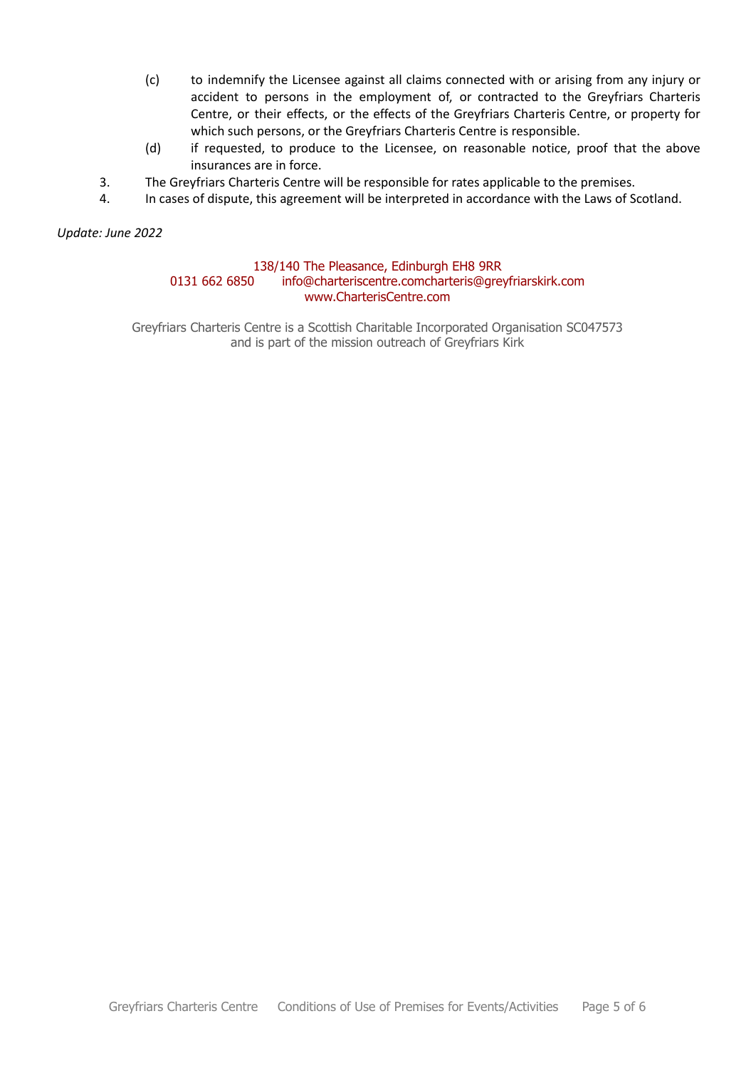(c) to indemnify the Licensee against all claims connected with or arising from any injury or accident to persons in the employment of, or contracted to the Greyfriars Charteris Centre, or their effects, or the effects of the Greyfriars Charteris Centre, or property for which such persons, or the Greyfriars Charteris Centre is responsible.

(d) if requested, to produce to the Licensee, on reasonable notice, proof that the above insurances are in force.

3. The Greyfriars Charteris Centre will be responsible for rates applicable to the premises.
4. In cases of dispute, this agreement will be interpreted in accordance with the Laws of Scotland.

*Update: June 2022*

138/140 The Pleasance, Edinburgh EH8 9RR
0131 662 6850 info@charteriscentre.comcharteris@greyfriarskirk.com
www.CharterisCentre.com

Greyfriars Charteris Centre is a Scottish Charitable Incorporated Organisation SC047573
and is part of the mission outreach of Greyfriars Kirk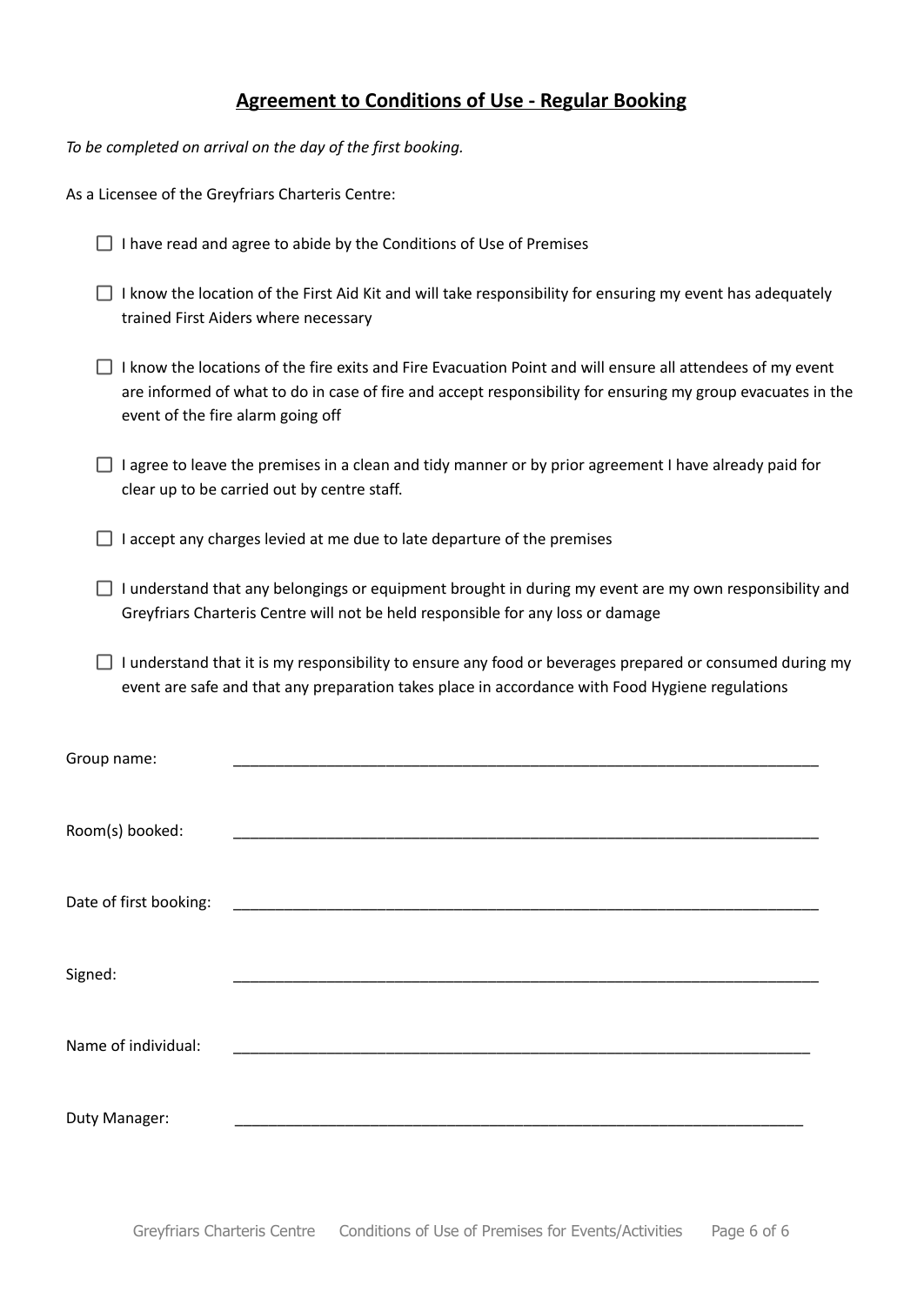## Agreement to Conditions of Use - Regular Booking

*To be completed on arrival on the day of the first booking.*

As a Licensee of the Greyfriars Charteris Centre:

- ☐ I have read and agree to abide by the Conditions of Use of Premises
- ☐ I know the location of the First Aid Kit and will take responsibility for ensuring my event has adequately trained First Aiders where necessary
- ☐ I know the locations of the fire exits and Fire Evacuation Point and will ensure all attendees of my event are informed of what to do in case of fire and accept responsibility for ensuring my group evacuates in the event of the fire alarm going off
- ☐ I agree to leave the premises in a clean and tidy manner or by prior agreement I have already paid for clear up to be carried out by centre staff.
- ☐ I accept any charges levied at me due to late departure of the premises
- ☐ I understand that any belongings or equipment brought in during my event are my own responsibility and Greyfriars Charteris Centre will not be held responsible for any loss or damage
- ☐ I understand that it is my responsibility to ensure any food or beverages prepared or consumed during my event are safe and that any preparation takes place in accordance with Food Hygiene regulations

Group name: ______________________________________________________________________

Room(s) booked: ______________________________________________________________________

Date of first booking: ______________________________________________________________________

Signed: ______________________________________________________________________

Name of individual: ______________________________________________________________________

Duty Manager: ______________________________________________________________________